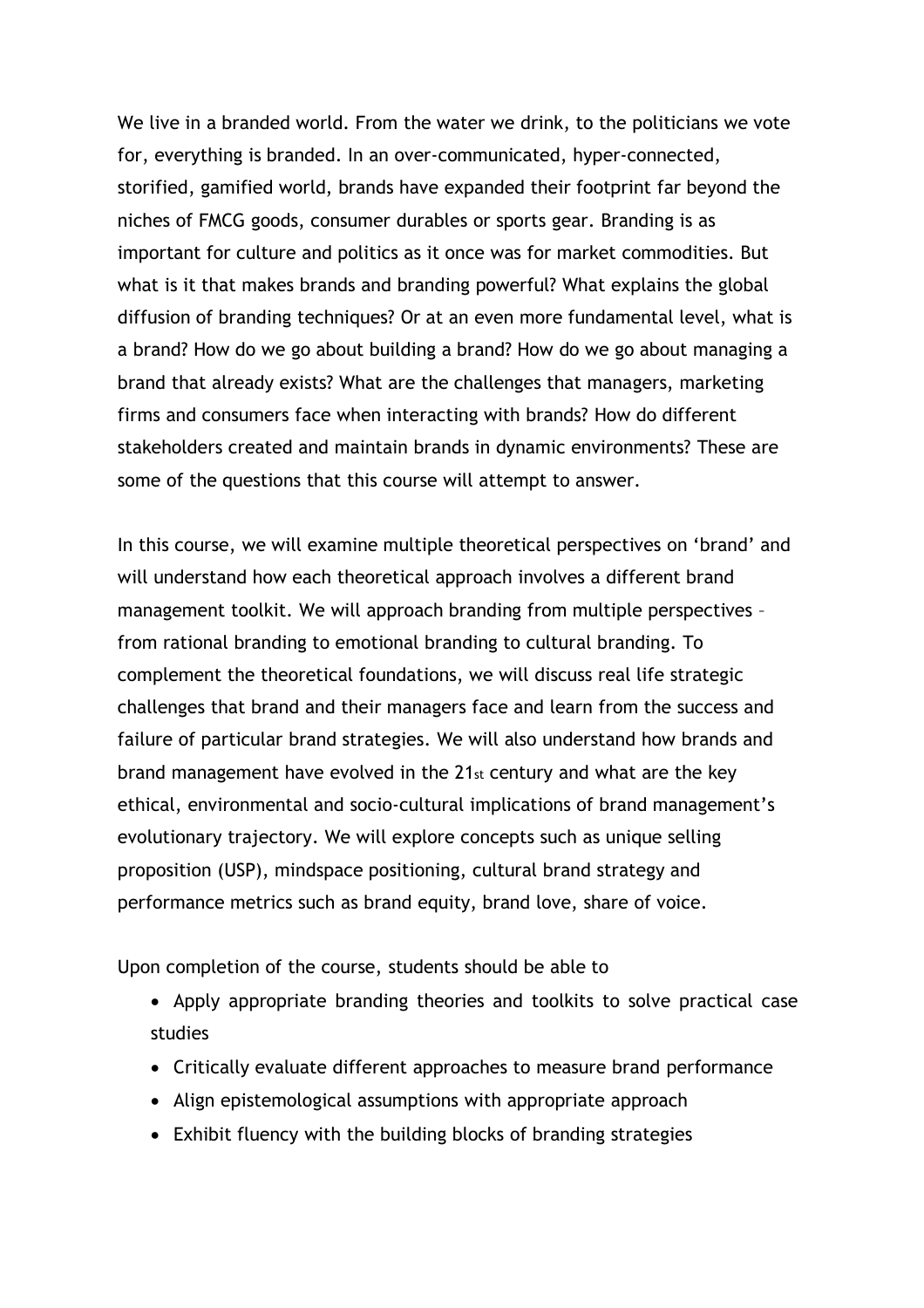We live in a branded world. From the water we drink, to the politicians we vote for, everything is branded. In an over-communicated, hyper-connected, storified, gamified world, brands have expanded their footprint far beyond the niches of FMCG goods, consumer durables or sports gear. Branding is as important for culture and politics as it once was for market commodities. But what is it that makes brands and branding powerful? What explains the global diffusion of branding techniques? Or at an even more fundamental level, what is a brand? How do we go about building a brand? How do we go about managing a brand that already exists? What are the challenges that managers, marketing firms and consumers face when interacting with brands? How do different stakeholders created and maintain brands in dynamic environments? These are some of the questions that this course will attempt to answer.

In this course, we will examine multiple theoretical perspectives on 'brand' and will understand how each theoretical approach involves a different brand management toolkit. We will approach branding from multiple perspectives – from rational branding to emotional branding to cultural branding. To complement the theoretical foundations, we will discuss real life strategic challenges that brand and their managers face and learn from the success and failure of particular brand strategies. We will also understand how brands and brand management have evolved in the 21st century and what are the key ethical, environmental and socio-cultural implications of brand management's evolutionary trajectory. We will explore concepts such as unique selling proposition (USP), mindspace positioning, cultural brand strategy and performance metrics such as brand equity, brand love, share of voice.

Upon completion of the course, students should be able to

- Apply appropriate branding theories and toolkits to solve practical case studies
- Critically evaluate different approaches to measure brand performance
- Align epistemological assumptions with appropriate approach
- Exhibit fluency with the building blocks of branding strategies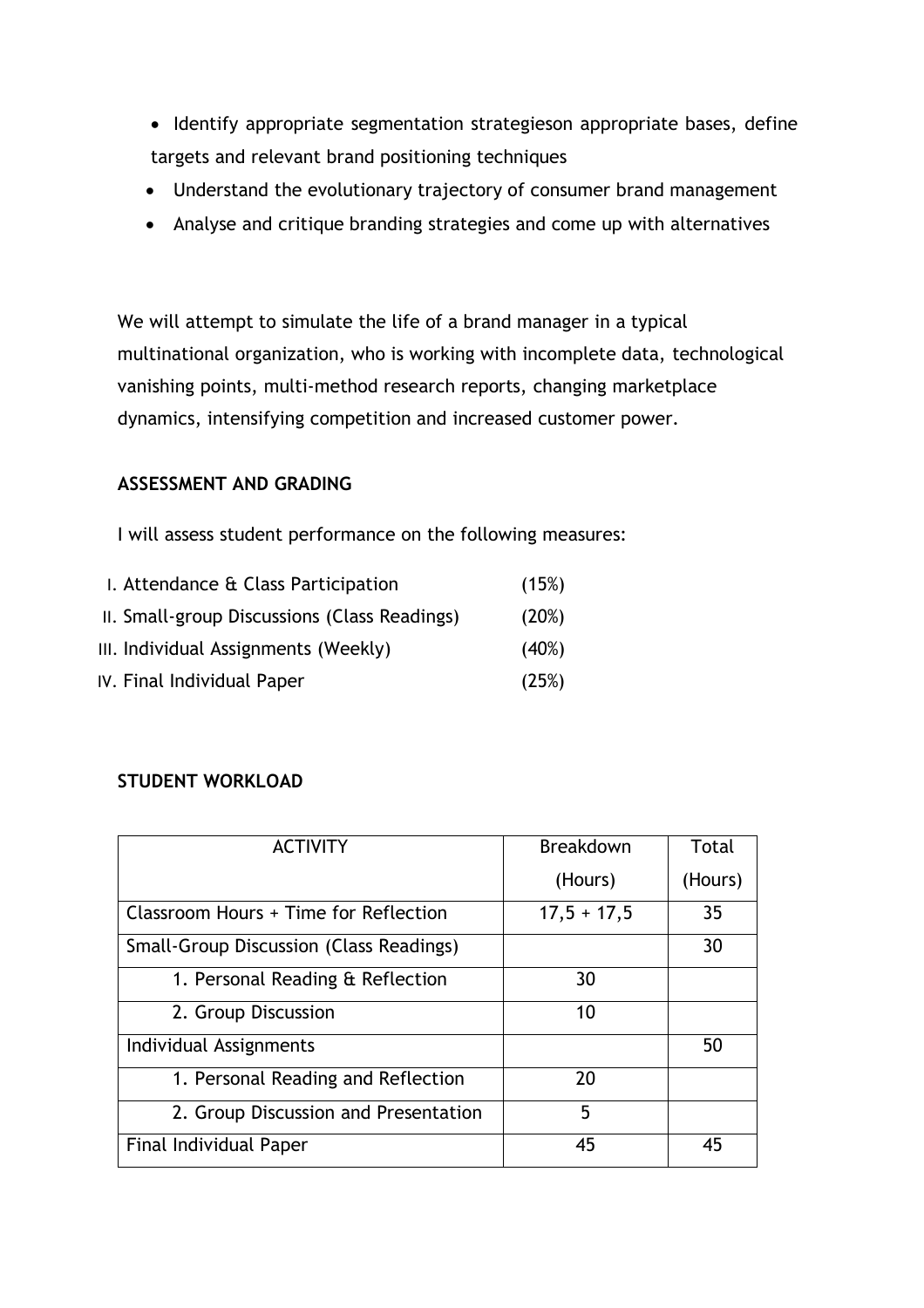- Identify appropriate segmentation strategieson appropriate bases, define targets and relevant brand positioning techniques
- Understand the evolutionary trajectory of consumer brand management
- Analyse and critique branding strategies and come up with alternatives

We will attempt to simulate the life of a brand manager in a typical multinational organization, who is working with incomplete data, technological vanishing points, multi-method research reports, changing marketplace dynamics, intensifying competition and increased customer power.

## ASSESSMENT AND GRADING

I will assess student performance on the following measures:

I. Attendance & Class Participation (15%)
II. Small-group Discussions (Class Readings) (20%)
III. Individual Assignments (Weekly) (40%)
IV. Final Individual Paper (25%)

## STUDENT WORKLOAD

| ACTIVITY | Breakdown (Hours) | Total (Hours) |
|---|---|---|
| Classroom Hours + Time for Reflection | 17,5 + 17,5 | 35 |
| Small-Group Discussion (Class Readings) | | 30 |
| 1. Personal Reading & Reflection | 30 | |
| 2. Group Discussion | 10 | |
| Individual Assignments | | 50 |
| 1. Personal Reading and Reflection | 20 | |
| 2. Group Discussion and Presentation | 5 | |
| Final Individual Paper | 45 | 45 |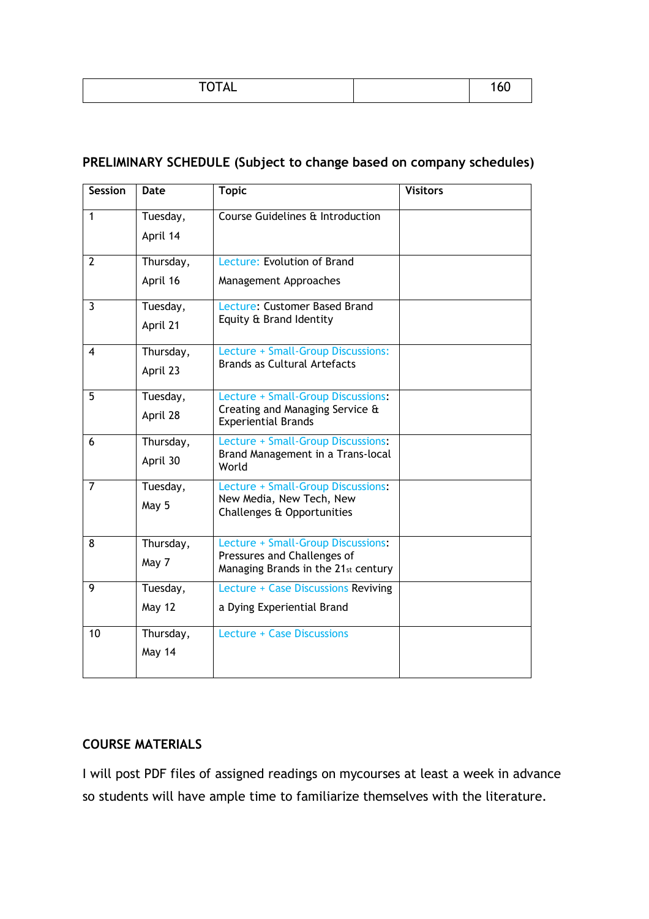| TOTAL | | 160 |
|---|---|---|

**PRELIMINARY SCHEDULE (Subject to change based on company schedules)**

| Session | Date | Topic | Visitors |
|---|---|---|---|
| 1 | Tuesday, April 14 | Course Guidelines & Introduction | |
| 2 | Thursday, April 16 | Lecture: Evolution of Brand Management Approaches | |
| 3 | Tuesday, April 21 | Lecture: Customer Based Brand Equity & Brand Identity | |
| 4 | Thursday, April 23 | Lecture + Small-Group Discussions: Brands as Cultural Artefacts | |
| 5 | Tuesday, April 28 | Lecture + Small-Group Discussions: Creating and Managing Service & Experiential Brands | |
| 6 | Thursday, April 30 | Lecture + Small-Group Discussions: Brand Management in a Trans-local World | |
| 7 | Tuesday, May 5 | Lecture + Small-Group Discussions: New Media, New Tech, New Challenges & Opportunities | |
| 8 | Thursday, May 7 | Lecture + Small-Group Discussions: Pressures and Challenges of Managing Brands in the 21st century | |
| 9 | Tuesday, May 12 | Lecture + Case Discussions Reviving a Dying Experiential Brand | |
| 10 | Thursday, May 14 | Lecture + Case Discussions | |

**COURSE MATERIALS**

I will post PDF files of assigned readings on mycourses at least a week in advance so students will have ample time to familiarize themselves with the literature.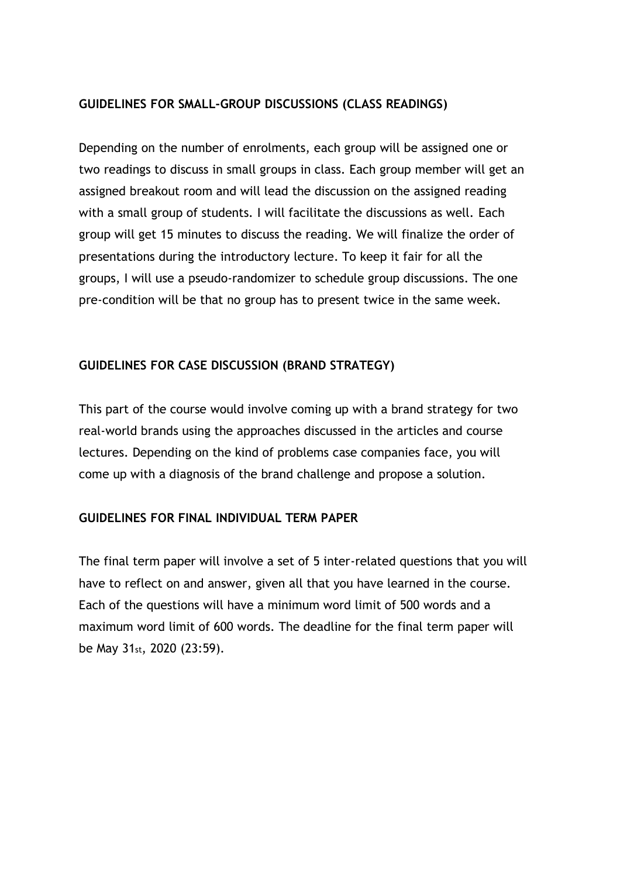**GUIDELINES FOR SMALL-GROUP DISCUSSIONS (CLASS READINGS)**

Depending on the number of enrolments, each group will be assigned one or two readings to discuss in small groups in class. Each group member will get an assigned breakout room and will lead the discussion on the assigned reading with a small group of students. I will facilitate the discussions as well. Each group will get 15 minutes to discuss the reading. We will finalize the order of presentations during the introductory lecture. To keep it fair for all the groups, I will use a pseudo-randomizer to schedule group discussions. The one pre-condition will be that no group has to present twice in the same week.

**GUIDELINES FOR CASE DISCUSSION (BRAND STRATEGY)**

This part of the course would involve coming up with a brand strategy for two real-world brands using the approaches discussed in the articles and course lectures. Depending on the kind of problems case companies face, you will come up with a diagnosis of the brand challenge and propose a solution.

**GUIDELINES FOR FINAL INDIVIDUAL TERM PAPER**

The final term paper will involve a set of 5 inter-related questions that you will have to reflect on and answer, given all that you have learned in the course. Each of the questions will have a minimum word limit of 500 words and a maximum word limit of 600 words. The deadline for the final term paper will be May 31st, 2020 (23:59).